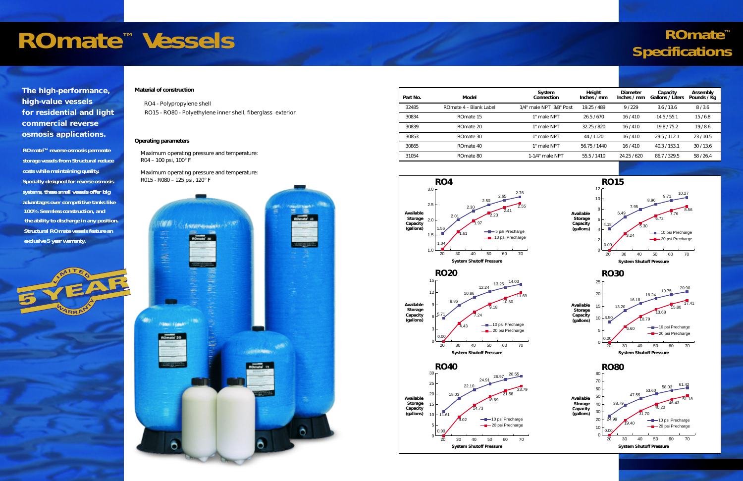# ROmate™ Vessels

## ROmate™ Specifications

**The high-performance, high-value vessels for residential and light commercial reverse osmosis applications.**

**ROmate™ reverse osmosis permeate storage vessels from Structural reduce costs while maintaining quality. Specially designed for reverse osmosis systems, these small vessels offer big advantages over competitive tanks like 100% Seamless construction, and the ability to discharge in any position. Structural ROmate vessels feature an exclusive 5 year warranty.**

5 YEAR LIMITED WARRANTY

### Material of construction

RO4 - Polypropylene shell

RO15 - RO80 - Polyethylene inner shell, fiberglass exterior

### Operating parameters

Maximum operating pressure and temperature:
R04 – 100 psi, 100° F

Maximum operating pressure and temperature:
R015 - R080 – 125 psi, 120° F

| Part No. | Model | System Connection | Height Inches / mm | Diameter Inches / mm | Capacity Gallons / Liters | Assembly Pounds / Kg |
|---|---|---|---|---|---|---|
| 32485 | ROmate 4 – Blank Label | 1/4" male NPT 3/8" Post | 19.25 / 489 | 9 / 229 | 3.6 / 13.6 | 8 / 3.6 |
| 30834 | ROmate 15 | 1" male NPT | 26.5 / 670 | 16 / 410 | 14.5 / 55.1 | 15 / 6.8 |
| 30839 | ROmate 20 | 1" male NPT | 32.25 / 820 | 16 / 410 | 19.8 / 75.2 | 19 / 8.6 |
| 30853 | ROmate 30 | 1" male NPT | 44 / 1120 | 16 / 410 | 29.5 / 112.1 | 23 / 10.5 |
| 30865 | ROmate 40 | 1" male NPT | 56.75 / 1440 | 16 / 410 | 40.3 / 153.1 | 30 / 13.6 |
| 31054 | ROmate 80 | 1-1/4" male NPT | 55.5 / 1410 | 24.25 / 620 | 86.7 / 329.5 | 58 / 26.4 |

### RO4

Available Storage Capacity (gallons) vs. System Shutoff Pressure

| System Shutoff Pressure | 20 | 30 | 40 | 50 | 60 | 70 |
|---|---|---|---|---|---|---|
| 5 psi Precharge | 1.56 | 2.01 | 2.30 | 2.50 | 2.65 | 2.76 |
| 10 psi Precharge | 1.04 | 1.61 | 1.97 | 2.23 | 2.41 | 2.55 |

### RO15

Available Storage Capacity (gallons) vs. System Shutoff Pressure

| System Shutoff Pressure | 20 | 30 | 40 | 50 | 60 | 70 |
|---|---|---|---|---|---|---|
| 10 psi Precharge | 4.18 | 6.49 | 7.95 | 8.96 | 9.71 | 10.27 |
| 20 psi Precharge | 0.00 | 3.24 | 5.30 | 6.72 | 7.76 | 8.56 |

### RO20

Available Storage Capacity (gallons) vs. System Shutoff Pressure

| System Shutoff Pressure | 20 | 30 | 40 | 50 | 60 | 70 |
|---|---|---|---|---|---|---|
| 10 psi Precharge | 5.71 | 8.86 | 10.86 | 12.24 | 13.25 | 14.03 |
| 20 psi Precharge | 0.00 | 4.43 | 7.24 | 9.18 | 10.60 | 11.69 |

### RO30

Available Storage Capacity (gallons) vs. System Shutoff Pressure

| System Shutoff Pressure | 20 | 30 | 40 | 50 | 60 | 70 |
|---|---|---|---|---|---|---|
| 10 psi Precharge | 8.50 | 13.20 | 16.18 | 18.24 | 19.75 | 20.90 |
| 20 psi Precharge | 0.00 | 6.60 | 10.79 | 13.68 | 15.80 | 17.41 |

### RO40

Available Storage Capacity (gallons) vs. System Shutoff Pressure

| System Shutoff Pressure | 20 | 30 | 40 | 50 | 60 | 70 |
|---|---|---|---|---|---|---|
| 10 psi Precharge | 11.61 | 18.03 | 22.10 | 24.91 | 26.97 | 28.55 |
| 20 psi Precharge | 0.00 | 9.02 | 14.73 | 18.69 | 21.58 | 23.79 |

### RO80

Available Storage Capacity (gallons) vs. System Shutoff Pressure

| System Shutoff Pressure | 20 | 30 | 40 | 50 | 60 | 70 |
|---|---|---|---|---|---|---|
| 10 psi Precharge | 24.99 | 38.79 | 47.55 | 53.60 | 58.03 | 61.42 |
| 20 psi Precharge | 0.00 | 19.40 | 31.70 | 40.20 | 46.43 | 51.18 |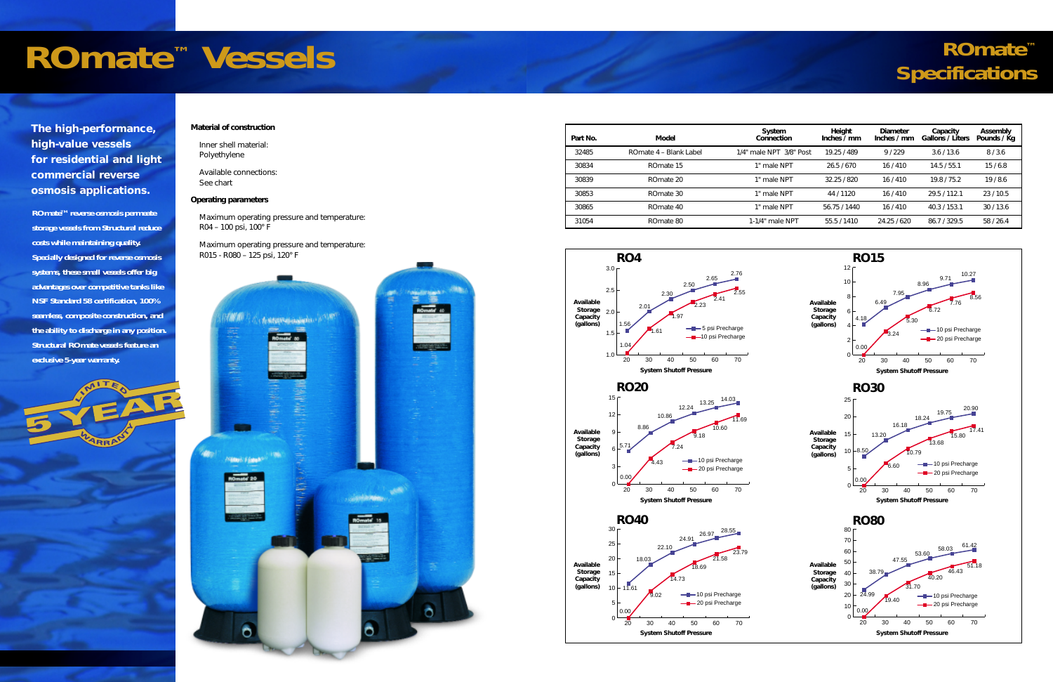# ROmate™ Vessels

## ROmate™ Specifications

**The high-performance, high-value vessels for residential and light commercial reverse osmosis applications.**

**ROmate™ reverse osmosis permeate storage vessels from Structural reduce costs while maintaining quality. Specially designed for reverse osmosis systems, these small vessels offer big advantages over competitive tanks like NSF Standard 58 certification, 100% seamless, composite construction, and the ability to discharge in any position. Structural ROmate vessels feature an exclusive 5-year warranty.**

5 YEAR LIMITED WARRANTY

**Material of construction**

Inner shell material:
Polyethylene

Available connections:
See chart

**Operating parameters**

Maximum operating pressure and temperature:
R04 – 100 psi, 100° F

Maximum operating pressure and temperature:
R015 - R080 – 125 psi, 120° F

| Part No. | Model | System Connection | Height Inches / mm | Diameter Inches / mm | Capacity Gallons / Liters | Assembly Pounds / Kg |
|---|---|---|---|---|---|---|
| 32485 | ROmate 4 – Blank Label | 1/4" male NPT 3/8" Post | 19.25 / 489 | 9 / 229 | 3.6 / 13.6 | 8 / 3.6 |
| 30834 | ROmate 15 | 1" male NPT | 26.5 / 670 | 16 / 410 | 14.5 / 55.1 | 15 / 6.8 |
| 30839 | ROmate 20 | 1" male NPT | 32.25 / 820 | 16 / 410 | 19.8 / 75.2 | 19 / 8.6 |
| 30853 | ROmate 30 | 1" male NPT | 44 / 1120 | 16 / 410 | 29.5 / 112.1 | 23 / 10.5 |
| 30865 | ROmate 40 | 1" male NPT | 56.75 / 1440 | 16 / 410 | 40.3 / 153.1 | 30 / 13.6 |
| 31054 | ROmate 80 | 1-1/4" male NPT | 55.5 / 1410 | 24.25 / 620 | 86.7 / 329.5 | 58 / 26.4 |

**RO4**

Available Storage Capacity (gallons)
5 psi Precharge: 1.56, 2.01, 2.30, 2.50, 2.65, 2.76
10 psi Precharge: 1.04, 1.61, 1.97, 2.23, 2.41, 2.55
System Shutoff Pressure: 20, 30, 40, 50, 60, 70

**RO15**

Available Storage Capacity (gallons)
10 psi Precharge: 4.18, 6.49, 7.95, 8.96, 9.71, 10.27
20 psi Precharge: 0.00, 3.24, 5.30, 6.72, 7.76, 8.56
System Shutoff Pressure: 20, 30, 40, 50, 60, 70

**RO20**

Available Storage Capacity (gallons)
10 psi Precharge: 5.71, 8.86, 10.86, 12.24, 13.25, 14.03
20 psi Precharge: 0.00, 4.43, 7.24, 9.18, 10.60, 11.69
System Shutoff Pressure: 20, 30, 40, 50, 60, 70

**RO30**

Available Storage Capacity (gallons)
10 psi Precharge: 8.50, 13.20, 16.18, 18.24, 19.75, 20.90
20 psi Precharge: 0.00, 6.60, 10.79, 13.68, 15.80, 17.41
System Shutoff Pressure: 20, 30, 40, 50, 60, 70

**RO40**

Available Storage Capacity (gallons)
10 psi Precharge: 11.61, 18.03, 22.10, 24.91, 26.97, 28.55
20 psi Precharge: 0.00, 9.02, 14.73, 18.69, 21.58, 23.79
System Shutoff Pressure: 20, 30, 40, 50, 60, 70

**RO80**

Available Storage Capacity (gallons)
10 psi Precharge: 24.99, 38.79, 47.55, 53.60, 58.03, 61.42
20 psi Precharge: 0.00, 19.40, 31.70, 40.20, 46.43, 51.18
System Shutoff Pressure: 20, 30, 40, 50, 60, 70